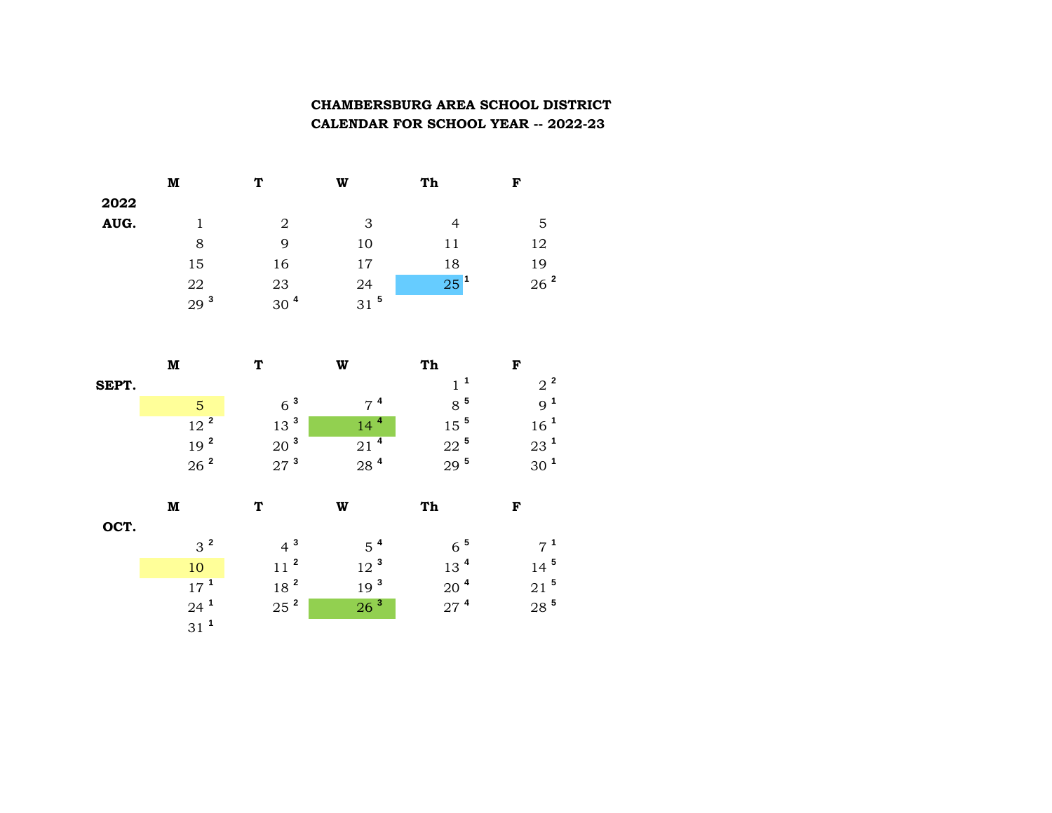**CHAMBERSBURG AREA SCHOOL DISTRICT**
**CALENDAR FOR SCHOOL YEAR -- 2022-23**

| | M | T | W | Th | F |
|---|---|---|---|---|---|
| **2022** | | | | | |
| **AUG.** | 1 | 2 | 3 | 4 | 5 |
| | 8 | 9 | 10 | 11 | 12 |
| | 15 | 16 | 17 | 18 | 19 |
| | 22 | 23 | 24 | 25 [1] | 26 [2] |
| | 29 [3] | 30 [4] | 31 [5] | | |

| | M | T | W | Th | F |
|---|---|---|---|---|---|
| **SEPT.** | | | | 1 [1] | 2 [2] |
| | 5 | 6 [3] | 7 [4] | 8 [5] | 9 [1] |
| | 12 [2] | 13 [3] | 14 [4] | 15 [5] | 16 [1] |
| | 19 [2] | 20 [3] | 21 [4] | 22 [5] | 23 [1] |
| | 26 [2] | 27 [3] | 28 [4] | 29 [5] | 30 [1] |

| | M | T | W | Th | F |
|---|---|---|---|---|---|
| **OCT.** | | | | | |
| | 3 [2] | 4 [3] | 5 [4] | 6 [5] | 7 [1] |
| | 10 | 11 [2] | 12 [3] | 13 [4] | 14 [5] |
| | 17 [1] | 18 [2] | 19 [3] | 20 [4] | 21 [5] |
| | 24 [1] | 25 [2] | 26 [3] | 27 [4] | 28 [5] |
| | 31 [1] | | | | |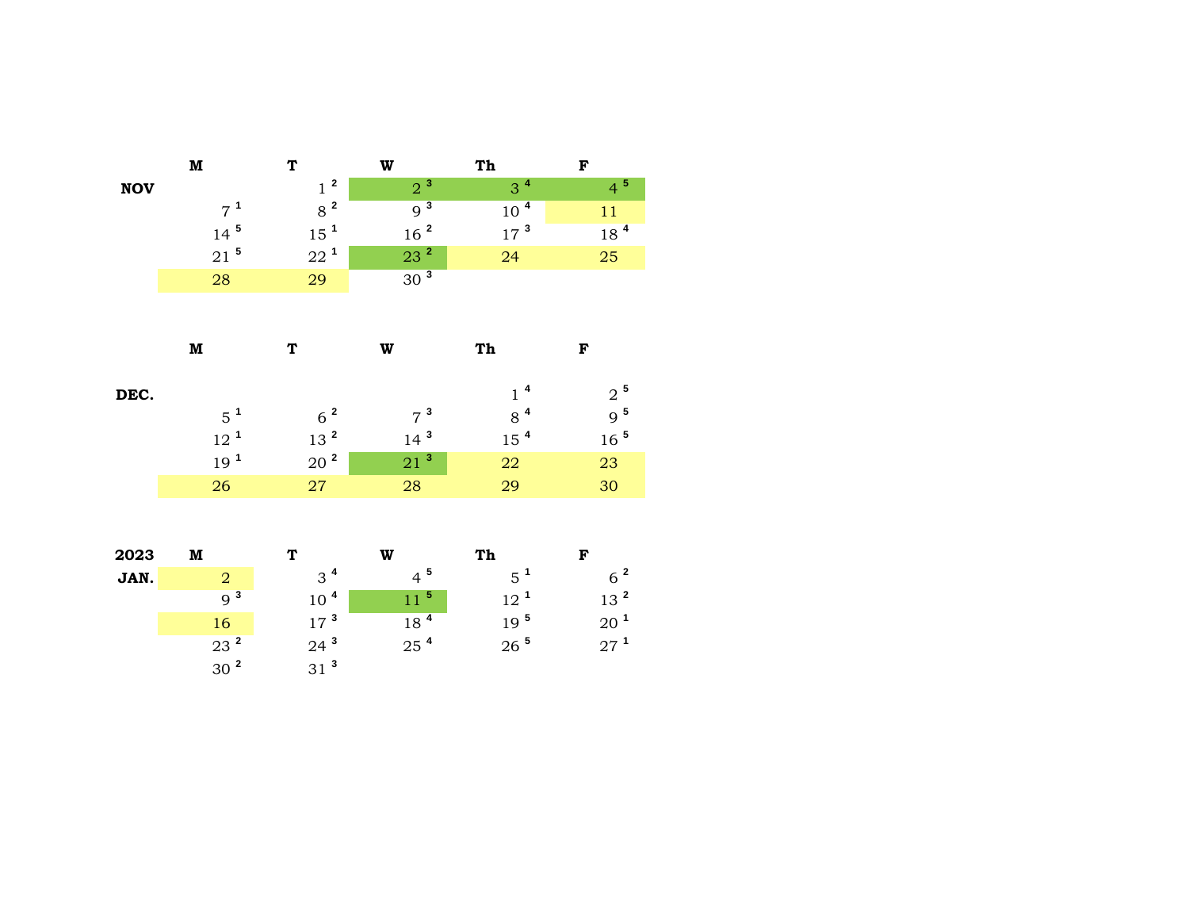|     | M | T | W | Th | F |
| --- | --- | --- | --- | --- | --- |
| NOV | | 1 [2] | 2 [3] | 3 [4] | 4 [5] |
| | 7 [1] | 8 [2] | 9 [3] | 10 [4] | 11 |
| | 14 [5] | 15 [1] | 16 [2] | 17 [3] | 18 [4] |
| | 21 [5] | 22 [1] | 23 [2] | 24 | 25 |
| | 28 | 29 | 30 [3] | | |

|     | M | T | W | Th | F |
| --- | --- | --- | --- | --- | --- |
| DEC. | | | | 1 [4] | 2 [5] |
| | 5 [1] | 6 [2] | 7 [3] | 8 [4] | 9 [5] |
| | 12 [1] | 13 [2] | 14 [3] | 15 [4] | 16 [5] |
| | 19 [1] | 20 [2] | 21 [3] | 22 | 23 |
| | 26 | 27 | 28 | 29 | 30 |

| 2023 | M | T | W | Th | F |
| --- | --- | --- | --- | --- | --- |
| JAN. | 2 | 3 [4] | 4 [5] | 5 [1] | 6 [2] |
| | 9 [3] | 10 [4] | 11 [5] | 12 [1] | 13 [2] |
| | 16 | 17 [3] | 18 [4] | 19 [5] | 20 [1] |
| | 23 [2] | 24 [3] | 25 [4] | 26 [5] | 27 [1] |
| | 30 [2] | 31 [3] | | | |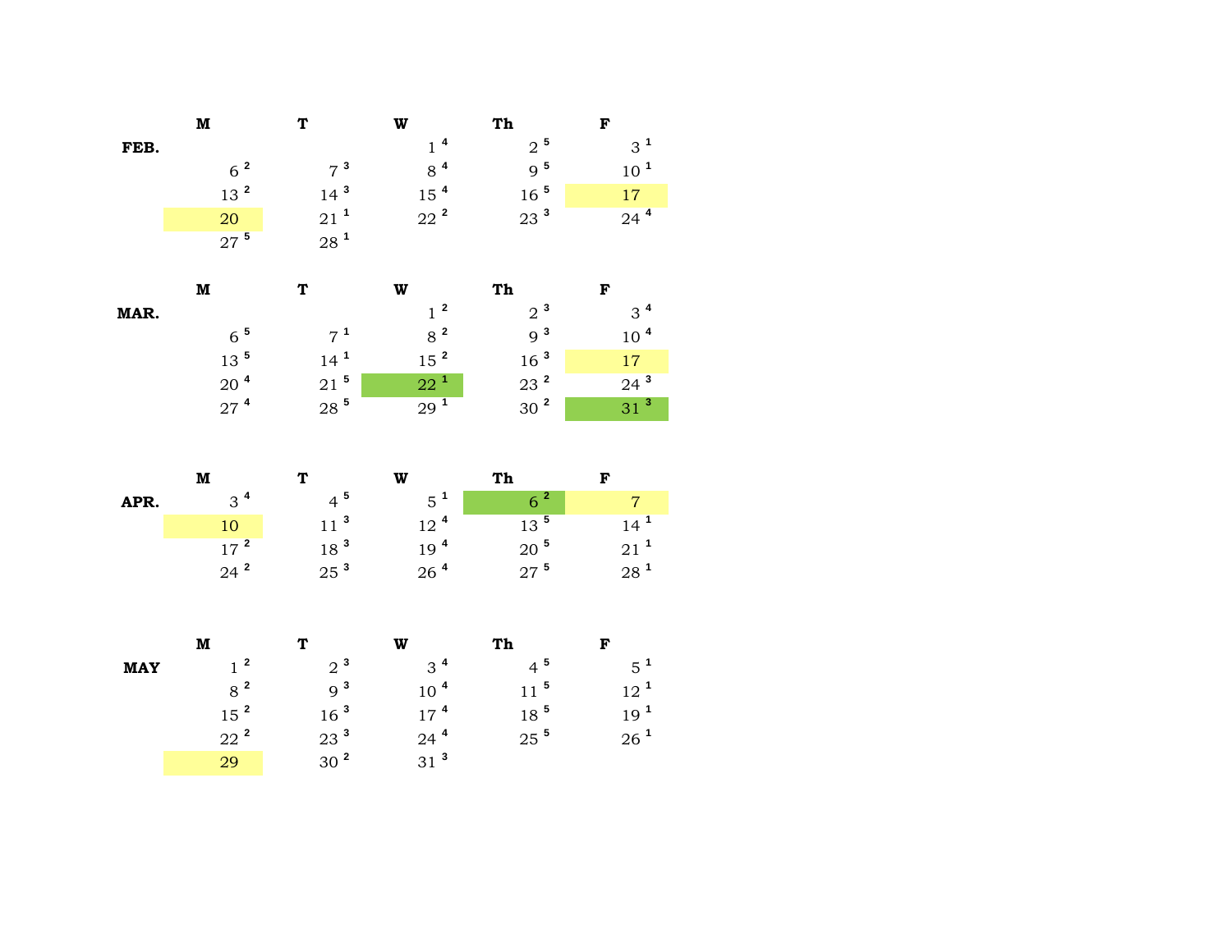|  | M | T | W | Th | F |
|---|---|---|---|---|---|
| **FEB.** |  |  | 1 [4] | 2 [5] | 3 [1] |
|  | 6 [2] | 7 [3] | 8 [4] | 9 [5] | 10 [1] |
|  | 13 [2] | 14 [3] | 15 [4] | 16 [5] | 17 |
|  | 20 | 21 [1] | 22 [2] | 23 [3] | 24 [4] |
|  | 27 [5] | 28 [1] |  |  |  |

|  | M | T | W | Th | F |
|---|---|---|---|---|---|
| **MAR.** |  |  | 1 [2] | 2 [3] | 3 [4] |
|  | 6 [5] | 7 [1] | 8 [2] | 9 [3] | 10 [4] |
|  | 13 [5] | 14 [1] | 15 [2] | 16 [3] | 17 |
|  | 20 [4] | 21 [5] | 22 [1] | 23 [2] | 24 [3] |
|  | 27 [4] | 28 [5] | 29 [1] | 30 [2] | 31 [3] |

|  | M | T | W | Th | F |
|---|---|---|---|---|---|
| **APR.** | 3 [4] | 4 [5] | 5 [1] | 6 [2] | 7 |
|  | 10 | 11 [3] | 12 [4] | 13 [5] | 14 [1] |
|  | 17 [2] | 18 [3] | 19 [4] | 20 [5] | 21 [1] |
|  | 24 [2] | 25 [3] | 26 [4] | 27 [5] | 28 [1] |

|  | M | T | W | Th | F |
|---|---|---|---|---|---|
| **MAY** | 1 [2] | 2 [3] | 3 [4] | 4 [5] | 5 [1] |
|  | 8 [2] | 9 [3] | 10 [4] | 11 [5] | 12 [1] |
|  | 15 [2] | 16 [3] | 17 [4] | 18 [5] | 19 [1] |
|  | 22 [2] | 23 [3] | 24 [4] | 25 [5] | 26 [1] |
|  | 29 | 30 [2] | 31 [3] |  |  |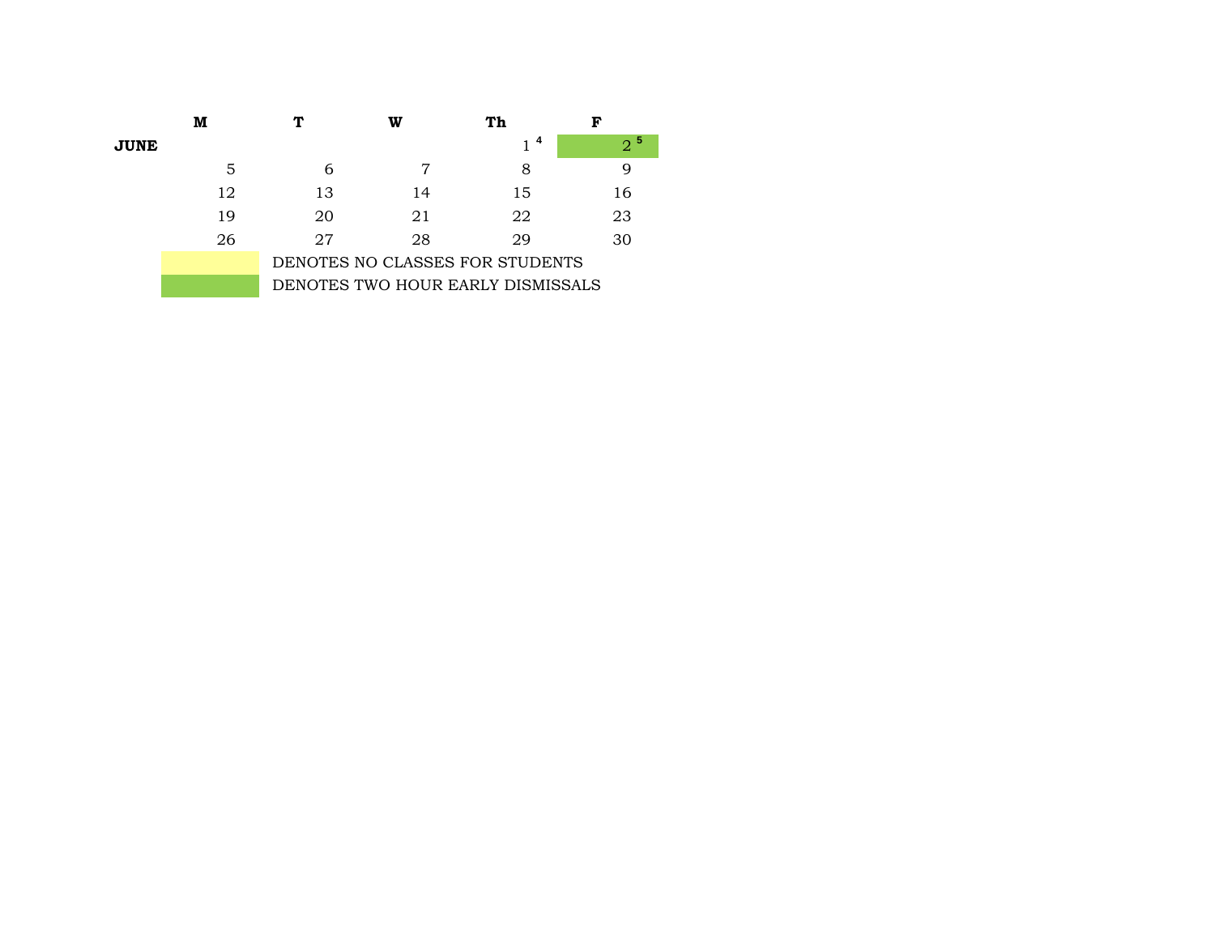| | M | T | W | Th | F |
|---|---|---|---|---|---|
| **JUNE** | | | | 1 [4] | 2 [5] |
| | 5 | 6 | 7 | 8 | 9 |
| | 12 | 13 | 14 | 15 | 16 |
| | 19 | 20 | 21 | 22 | 23 |
| | 26 | 27 | 28 | 29 | 30 |

(Yellow) DENOTES NO CLASSES FOR STUDENTS

(Green) DENOTES TWO HOUR EARLY DISMISSALS